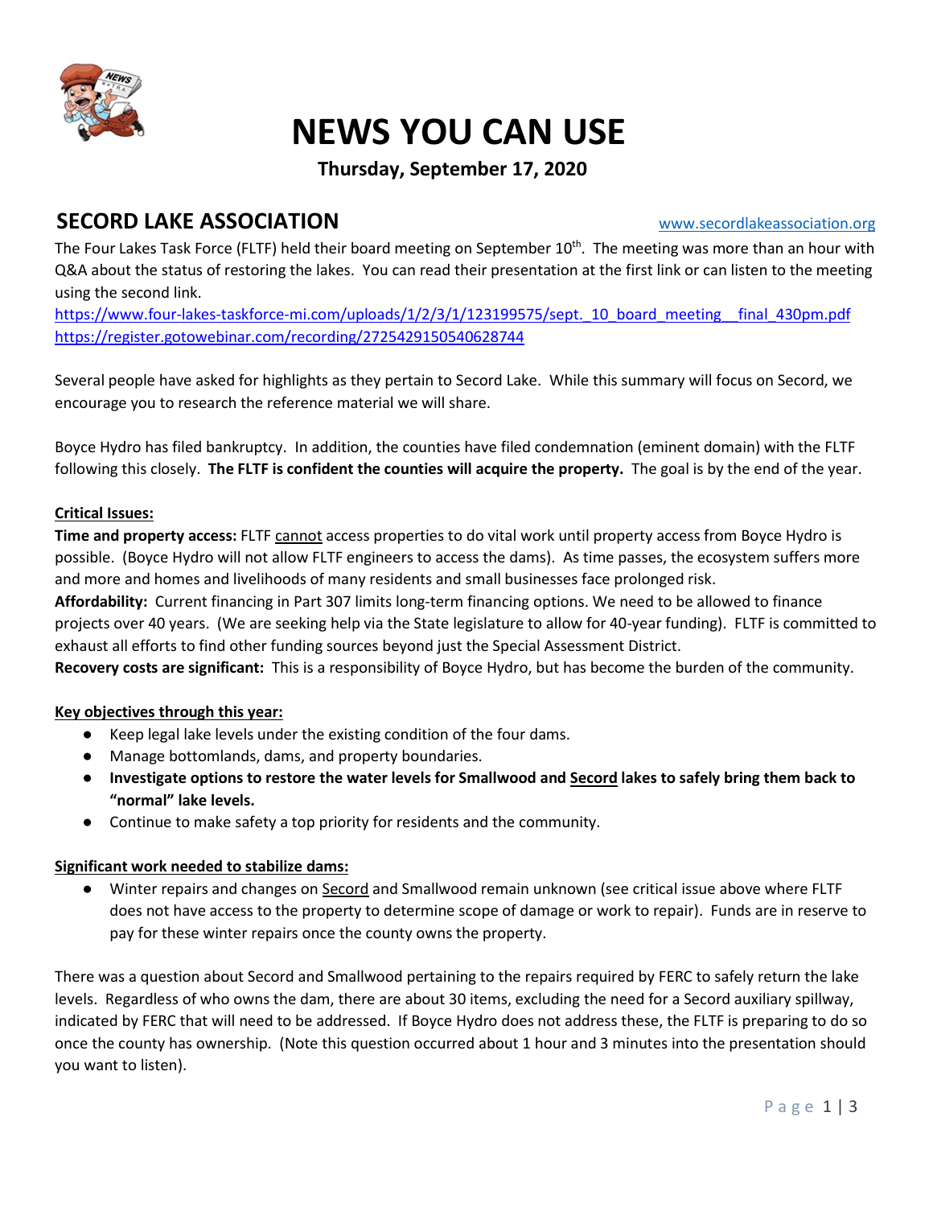# NEWS YOU CAN USE

**Thursday, September 17, 2020**

## SECORD LAKE ASSOCIATION

www.secordlakeassociation.org

The Four Lakes Task Force (FLTF) held their board meeting on September 10th. The meeting was more than an hour with Q&A about the status of restoring the lakes. You can read their presentation at the first link or can listen to the meeting using the second link.

https://www.four-lakes-taskforce-mi.com/uploads/1/2/3/1/123199575/sept._10_board_meeting__final_430pm.pdf
https://register.gotowebinar.com/recording/2725429150540628744

Several people have asked for highlights as they pertain to Secord Lake. While this summary will focus on Secord, we encourage you to research the reference material we will share.

Boyce Hydro has filed bankruptcy. In addition, the counties have filed condemnation (eminent domain) with the FLTF following this closely. **The FLTF is confident the counties will acquire the property.** The goal is by the end of the year.

**Critical Issues:**

**Time and property access:** FLTF cannot access properties to do vital work until property access from Boyce Hydro is possible. (Boyce Hydro will not allow FLTF engineers to access the dams). As time passes, the ecosystem suffers more and more and homes and livelihoods of many residents and small businesses face prolonged risk.
**Affordability:** Current financing in Part 307 limits long-term financing options. We need to be allowed to finance projects over 40 years. (We are seeking help via the State legislature to allow for 40-year funding). FLTF is committed to exhaust all efforts to find other funding sources beyond just the Special Assessment District.
**Recovery costs are significant:** This is a responsibility of Boyce Hydro, but has become the burden of the community.

**Key objectives through this year:**

- Keep legal lake levels under the existing condition of the four dams.
- Manage bottomlands, dams, and property boundaries.
- **Investigate options to restore the water levels for Smallwood and Secord lakes to safely bring them back to "normal" lake levels.**
- Continue to make safety a top priority for residents and the community.

**Significant work needed to stabilize dams:**

- Winter repairs and changes on Secord and Smallwood remain unknown (see critical issue above where FLTF does not have access to the property to determine scope of damage or work to repair). Funds are in reserve to pay for these winter repairs once the county owns the property.

There was a question about Secord and Smallwood pertaining to the repairs required by FERC to safely return the lake levels. Regardless of who owns the dam, there are about 30 items, excluding the need for a Secord auxiliary spillway, indicated by FERC that will need to be addressed. If Boyce Hydro does not address these, the FLTF is preparing to do so once the county has ownership. (Note this question occurred about 1 hour and 3 minutes into the presentation should you want to listen).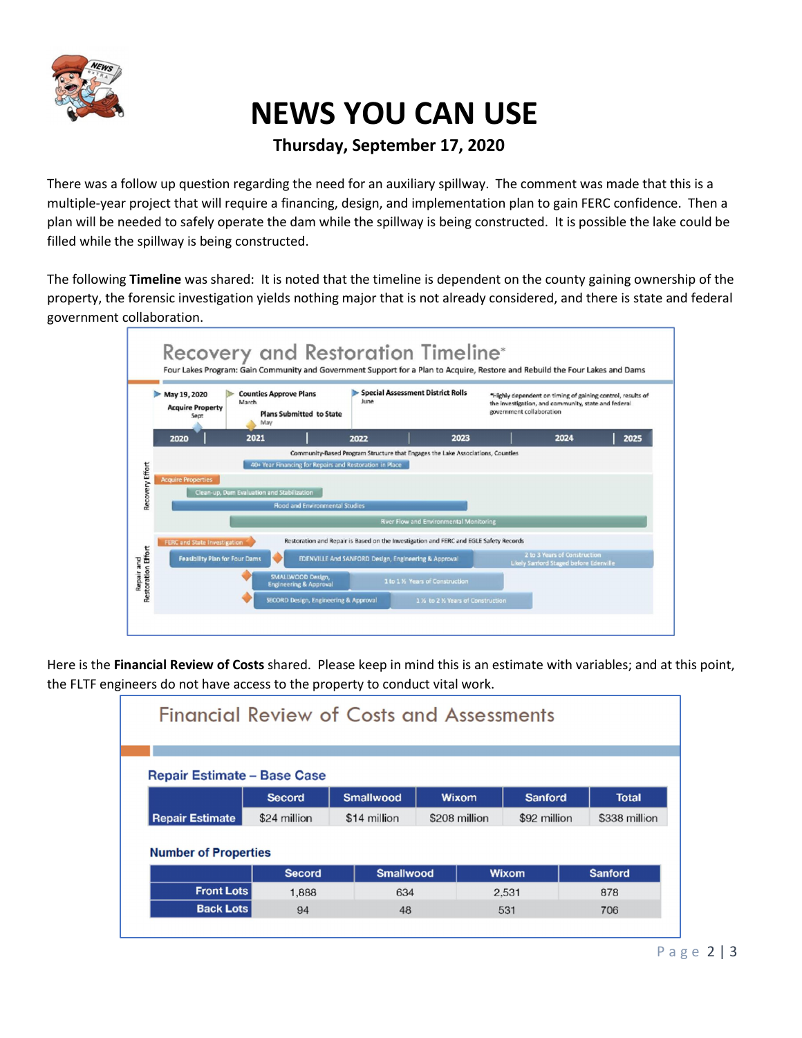# NEWS YOU CAN USE

**Thursday, September 17, 2020**

There was a follow up question regarding the need for an auxiliary spillway. The comment was made that this is a multiple-year project that will require a financing, design, and implementation plan to gain FERC confidence. Then a plan will be needed to safely operate the dam while the spillway is being constructed. It is possible the lake could be filled while the spillway is being constructed.

The following **Timeline** was shared: It is noted that the timeline is dependent on the county gaining ownership of the property, the forensic investigation yields nothing major that is not already considered, and there is state and federal government collaboration.

## Recovery and Restoration Timeline*

Four Lakes Program: Gain Community and Government Support for a Plan to Acquire, Restore and Rebuild the Four Lakes and Dams

- May 19, 2020
- Acquire Property – Sept
- Counties Approve Plans – March
- Plans Submitted to State – May
- Special Assessment District Rolls – June

*Highly dependent on timing of gaining control, results of the investigation, and community, state and federal government collaboration

2020 | 2021 | 2022 | 2023 | 2024 | 2025

**Recovery Effort**

- Community-Based Program Structure that Engages the Lake Associations, Counties
- 40+ Year Financing for Repairs and Restoration in Place
- Acquire Properties
- Clean-up, Dam Evaluation and Stabilization
- Flood and Environmental Studies
- River Flow and Environmental Monitoring

**Repair and Restoration Effort**

- FERC and State Investigation
- Restoration and Repair is Based on the Investigation and FERC and EGLE Safety Records
- Feasibility Plan for Four Dams
- EDENVILLE And SANFORD Design, Engineering & Approval
- 2 to 3 Years of Construction – Likely Sanford Staged before Edenville
- SMALLWOOD Design, Engineering & Approval
- 1 to 1 ½ Years of Construction
- SECORD Design, Engineering & Approval
- 1 ½ to 2 ½ Years of Construction

Here is the **Financial Review of Costs** shared. Please keep in mind this is an estimate with variables; and at this point, the FLTF engineers do not have access to the property to conduct vital work.

## Financial Review of Costs and Assessments

### Repair Estimate – Base Case

| | Secord | Smallwood | Wixom | Sanford | Total |
|---|---|---|---|---|---|
| Repair Estimate | $24 million | $14 million | $208 million | $92 million | $338 million |

### Number of Properties

| | Secord | Smallwood | Wixom | Sanford |
|---|---|---|---|---|
| Front Lots | 1,888 | 634 | 2,531 | 878 |
| Back Lots | 94 | 48 | 531 | 706 |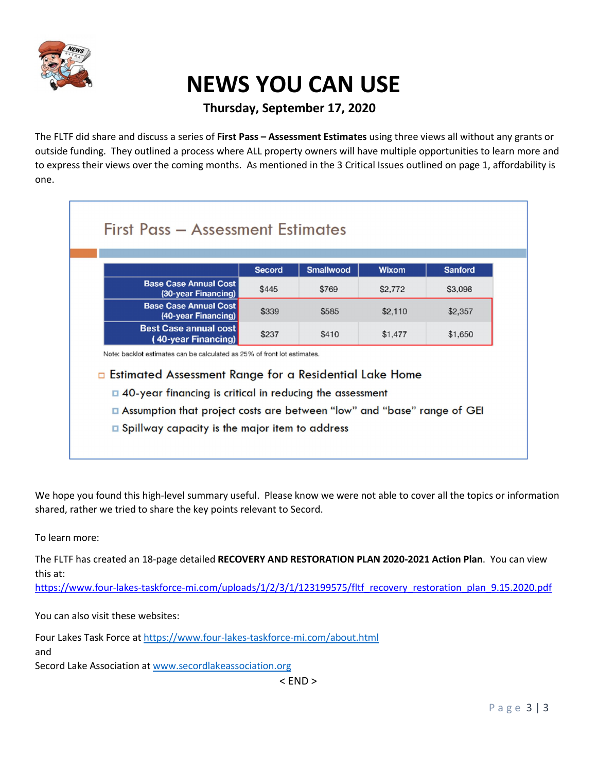# NEWS YOU CAN USE

**Thursday, September 17, 2020**

The FLTF did share and discuss a series of **First Pass – Assessment Estimates** using three views all without any grants or outside funding. They outlined a process where ALL property owners will have multiple opportunities to learn more and to express their views over the coming months. As mentioned in the 3 Critical Issues outlined on page 1, affordability is one.

## First Pass – Assessment Estimates

| | Secord | Smallwood | Wixom | Sanford |
|---|---|---|---|---|
| Base Case Annual Cost (30-year Financing) | $445 | $769 | $2,772 | $3,098 |
| Base Case Annual Cost (40-year Financing) | $339 | $585 | $2,110 | $2,357 |
| Best Case annual cost ( 40-year Financing) | $237 | $410 | $1,477 | $1,650 |

Note: backlot estimates can be calculated as 25% of front lot estimates.

- Estimated Assessment Range for a Residential Lake Home
  - 40-year financing is critical in reducing the assessment
  - Assumption that project costs are between "low" and "base" range of GEI
  - Spillway capacity is the major item to address

We hope you found this high-level summary useful. Please know we were not able to cover all the topics or information shared, rather we tried to share the key points relevant to Secord.

To learn more:

The FLTF has created an 18-page detailed **RECOVERY AND RESTORATION PLAN 2020-2021 Action Plan**. You can view this at: https://www.four-lakes-taskforce-mi.com/uploads/1/2/3/1/123199575/fltf_recovery_restoration_plan_9.15.2020.pdf

You can also visit these websites:

Four Lakes Task Force at https://www.four-lakes-taskforce-mi.com/about.html
and
Secord Lake Association at www.secordlakeassociation.org

< END >